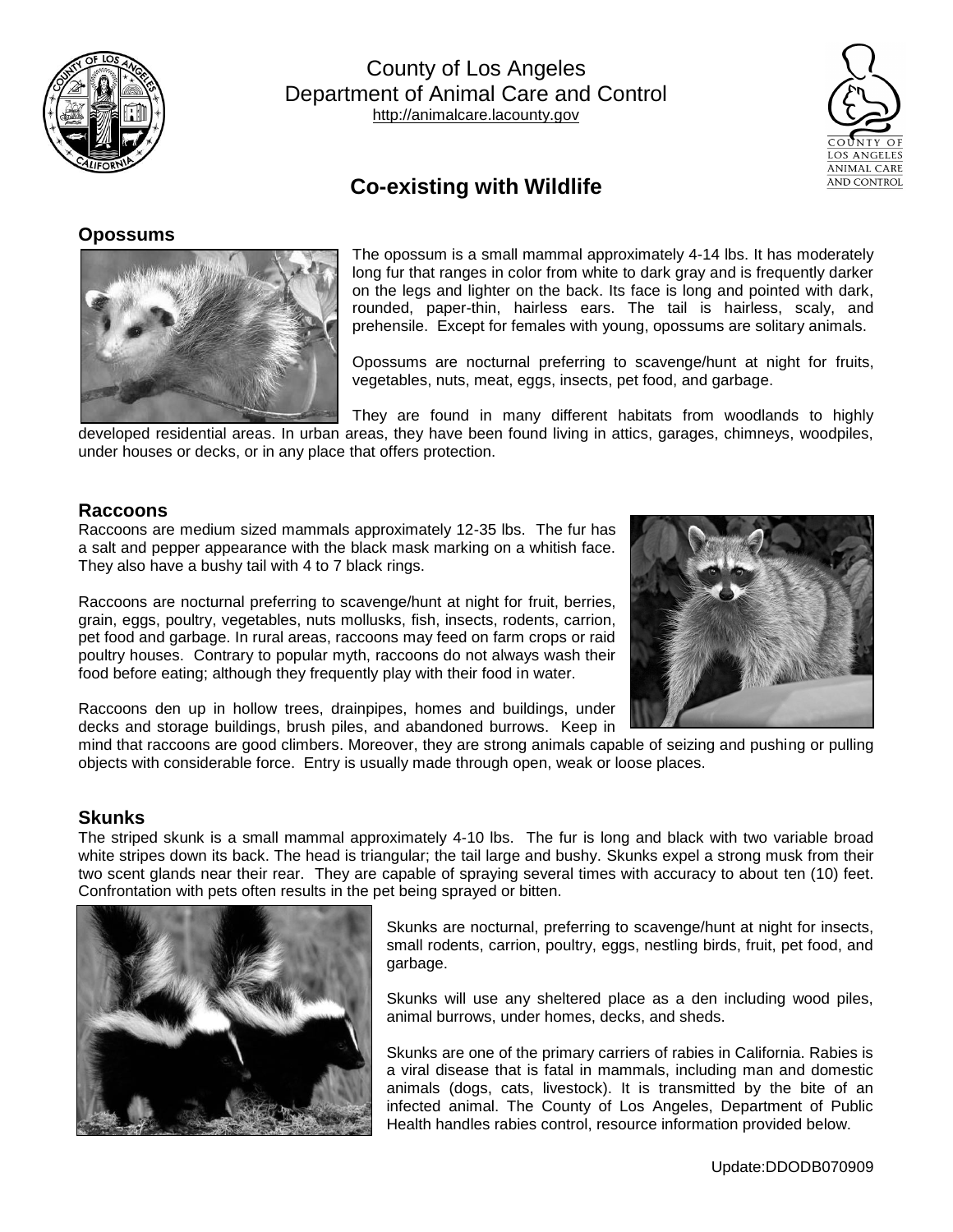County of Los Angeles
Department of Animal Care and Control
http://animalcare.lacounty.gov

# Co-existing with Wildlife

## Opossums

The opossum is a small mammal approximately 4-14 lbs. It has moderately long fur that ranges in color from white to dark gray and is frequently darker on the legs and lighter on the back. Its face is long and pointed with dark, rounded, paper-thin, hairless ears. The tail is hairless, scaly, and prehensile. Except for females with young, opossums are solitary animals.

Opossums are nocturnal preferring to scavenge/hunt at night for fruits, vegetables, nuts, meat, eggs, insects, pet food, and garbage.

They are found in many different habitats from woodlands to highly developed residential areas. In urban areas, they have been found living in attics, garages, chimneys, woodpiles, under houses or decks, or in any place that offers protection.

## Raccoons

Raccoons are medium sized mammals approximately 12-35 lbs. The fur has a salt and pepper appearance with the black mask marking on a whitish face. They also have a bushy tail with 4 to 7 black rings.

Raccoons are nocturnal preferring to scavenge/hunt at night for fruit, berries, grain, eggs, poultry, vegetables, nuts mollusks, fish, insects, rodents, carrion, pet food and garbage. In rural areas, raccoons may feed on farm crops or raid poultry houses. Contrary to popular myth, raccoons do not always wash their food before eating; although they frequently play with their food in water.

Raccoons den up in hollow trees, drainpipes, homes and buildings, under decks and storage buildings, brush piles, and abandoned burrows. Keep in mind that raccoons are good climbers. Moreover, they are strong animals capable of seizing and pushing or pulling objects with considerable force. Entry is usually made through open, weak or loose places.

## Skunks

The striped skunk is a small mammal approximately 4-10 lbs. The fur is long and black with two variable broad white stripes down its back. The head is triangular; the tail large and bushy. Skunks expel a strong musk from their two scent glands near their rear. They are capable of spraying several times with accuracy to about ten (10) feet. Confrontation with pets often results in the pet being sprayed or bitten.

Skunks are nocturnal, preferring to scavenge/hunt at night for insects, small rodents, carrion, poultry, eggs, nestling birds, fruit, pet food, and garbage.

Skunks will use any sheltered place as a den including wood piles, animal burrows, under homes, decks, and sheds.

Skunks are one of the primary carriers of rabies in California. Rabies is a viral disease that is fatal in mammals, including man and domestic animals (dogs, cats, livestock). It is transmitted by the bite of an infected animal. The County of Los Angeles, Department of Public Health handles rabies control, resource information provided below.

Update:DDODB070909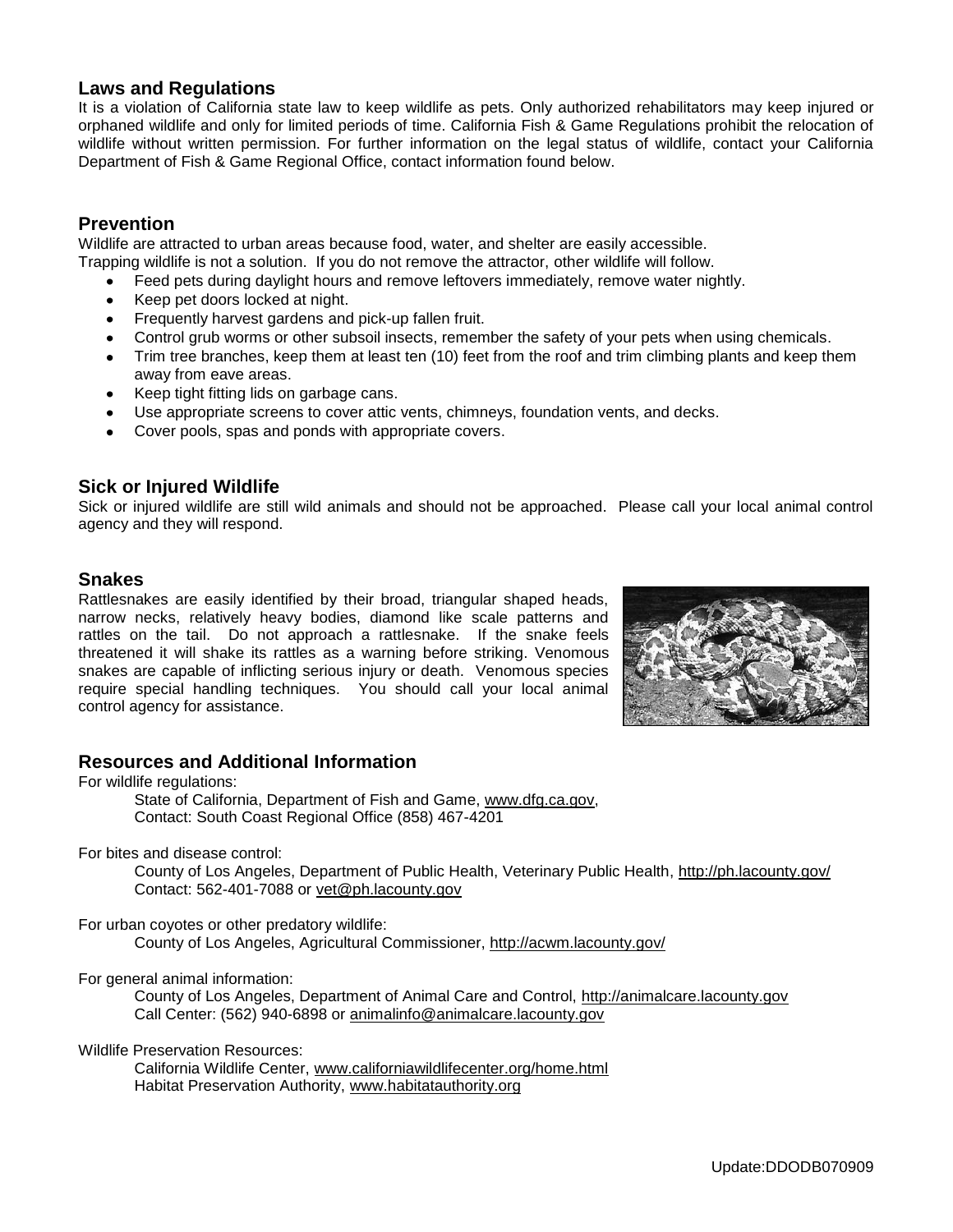## Laws and Regulations

It is a violation of California state law to keep wildlife as pets. Only authorized rehabilitators may keep injured or orphaned wildlife and only for limited periods of time. California Fish & Game Regulations prohibit the relocation of wildlife without written permission. For further information on the legal status of wildlife, contact your California Department of Fish & Game Regional Office, contact information found below.

## Prevention

Wildlife are attracted to urban areas because food, water, and shelter are easily accessible.
Trapping wildlife is not a solution. If you do not remove the attractor, other wildlife will follow.

- Feed pets during daylight hours and remove leftovers immediately, remove water nightly.
- Keep pet doors locked at night.
- Frequently harvest gardens and pick-up fallen fruit.
- Control grub worms or other subsoil insects, remember the safety of your pets when using chemicals.
- Trim tree branches, keep them at least ten (10) feet from the roof and trim climbing plants and keep them away from eave areas.
- Keep tight fitting lids on garbage cans.
- Use appropriate screens to cover attic vents, chimneys, foundation vents, and decks.
- Cover pools, spas and ponds with appropriate covers.

## Sick or Injured Wildlife

Sick or injured wildlife are still wild animals and should not be approached. Please call your local animal control agency and they will respond.

## Snakes

Rattlesnakes are easily identified by their broad, triangular shaped heads, narrow necks, relatively heavy bodies, diamond like scale patterns and rattles on the tail. Do not approach a rattlesnake. If the snake feels threatened it will shake its rattles as a warning before striking. Venomous snakes are capable of inflicting serious injury or death. Venomous species require special handling techniques. You should call your local animal control agency for assistance.

## Resources and Additional Information

For wildlife regulations:

State of California, Department of Fish and Game, www.dfg.ca.gov,
Contact: South Coast Regional Office (858) 467-4201

For bites and disease control:

County of Los Angeles, Department of Public Health, Veterinary Public Health, http://ph.lacounty.gov/
Contact: 562-401-7088 or vet@ph.lacounty.gov

For urban coyotes or other predatory wildlife:

County of Los Angeles, Agricultural Commissioner, http://acwm.lacounty.gov/

For general animal information:

County of Los Angeles, Department of Animal Care and Control, http://animalcare.lacounty.gov
Call Center: (562) 940-6898 or animalinfo@animalcare.lacounty.gov

Wildlife Preservation Resources:

California Wildlife Center, www.californiawildlifecenter.org/home.html
Habitat Preservation Authority, www.habitatauthority.org

Update:DDODB070909